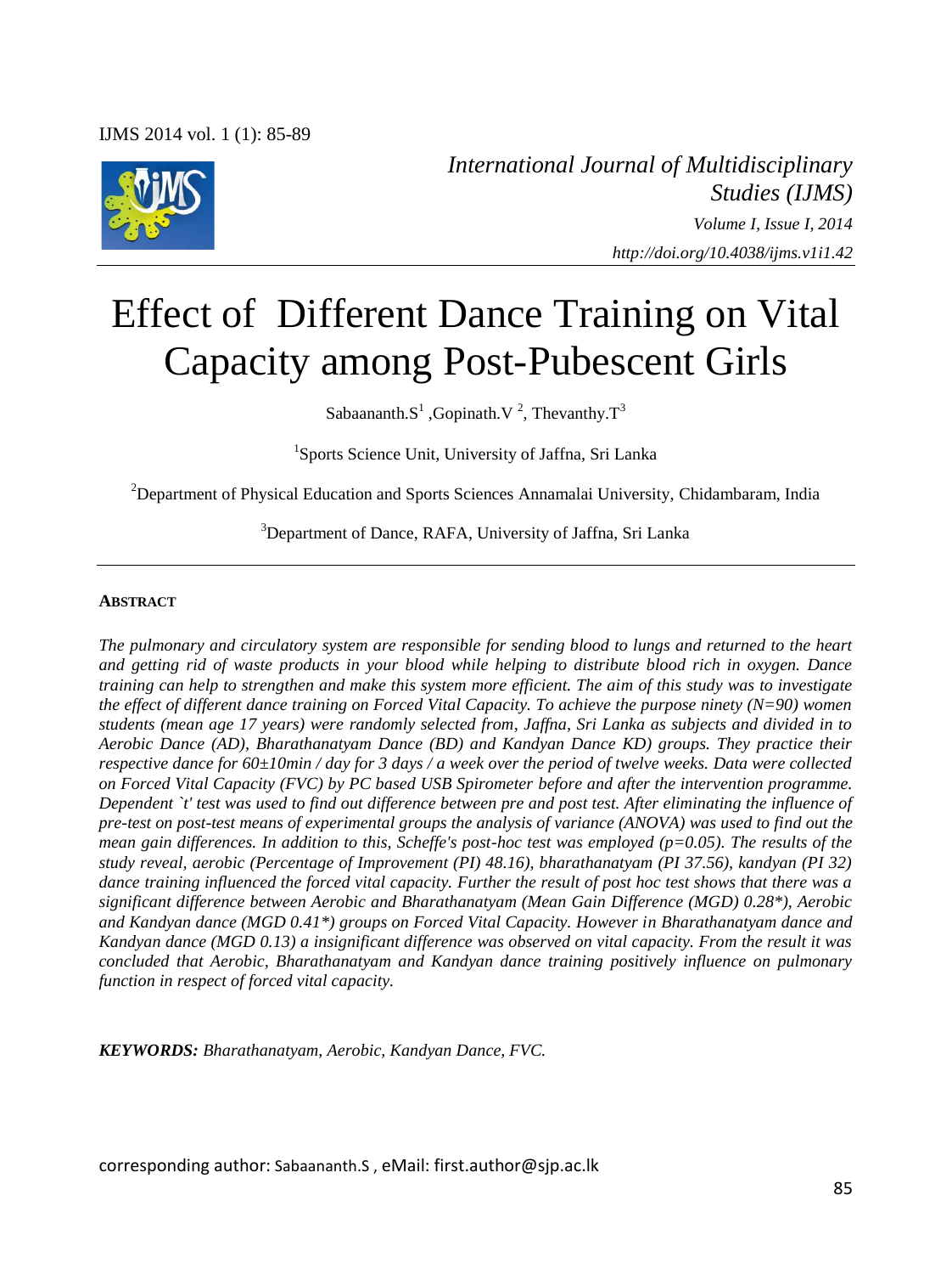*International Journal of Multidisciplinary Studies (IJMS)*
*Volume I, Issue I, 2014*
*http://doi.org/10.4038/ijms.v1i1.42*

# Effect of Different Dance Training on Vital Capacity among Post-Pubescent Girls

Sabaananth.S[1] ,Gopinath.V [2], Thevanthy.T[3]

[1]Sports Science Unit, University of Jaffna, Sri Lanka

[2]Department of Physical Education and Sports Sciences Annamalai University, Chidambaram, India

[3]Department of Dance, RAFA, University of Jaffna, Sri Lanka

## ABSTRACT

*The pulmonary and circulatory system are responsible for sending blood to lungs and returned to the heart and getting rid of waste products in your blood while helping to distribute blood rich in oxygen. Dance training can help to strengthen and make this system more efficient. The aim of this study was to investigate the effect of different dance training on Forced Vital Capacity. To achieve the purpose ninety (N=90) women students (mean age 17 years) were randomly selected from, Jaffna, Sri Lanka as subjects and divided in to Aerobic Dance (AD), Bharathanatyam Dance (BD) and Kandyan Dance KD) groups. They practice their respective dance for 60±10min / day for 3 days / a week over the period of twelve weeks. Data were collected on Forced Vital Capacity (FVC) by PC based USB Spirometer before and after the intervention programme. Dependent `t' test was used to find out difference between pre and post test. After eliminating the influence of pre-test on post-test means of experimental groups the analysis of variance (ANOVA) was used to find out the mean gain differences. In addition to this, Scheffe's post-hoc test was employed (p=0.05). The results of the study reveal, aerobic (Percentage of Improvement (PI) 48.16), bharathanatyam (PI 37.56), kandyan (PI 32) dance training influenced the forced vital capacity. Further the result of post hoc test shows that there was a significant difference between Aerobic and Bharathanatyam (Mean Gain Difference (MGD) 0.28\*), Aerobic and Kandyan dance (MGD 0.41\*) groups on Forced Vital Capacity. However in Bharathanatyam dance and Kandyan dance (MGD 0.13) a insignificant difference was observed on vital capacity. From the result it was concluded that Aerobic, Bharathanatyam and Kandyan dance training positively influence on pulmonary function in respect of forced vital capacity.*

***KEYWORDS:*** *Bharathanatyam, Aerobic, Kandyan Dance, FVC.*

corresponding author: Sabaananth.S , eMail: first.author@sjp.ac.lk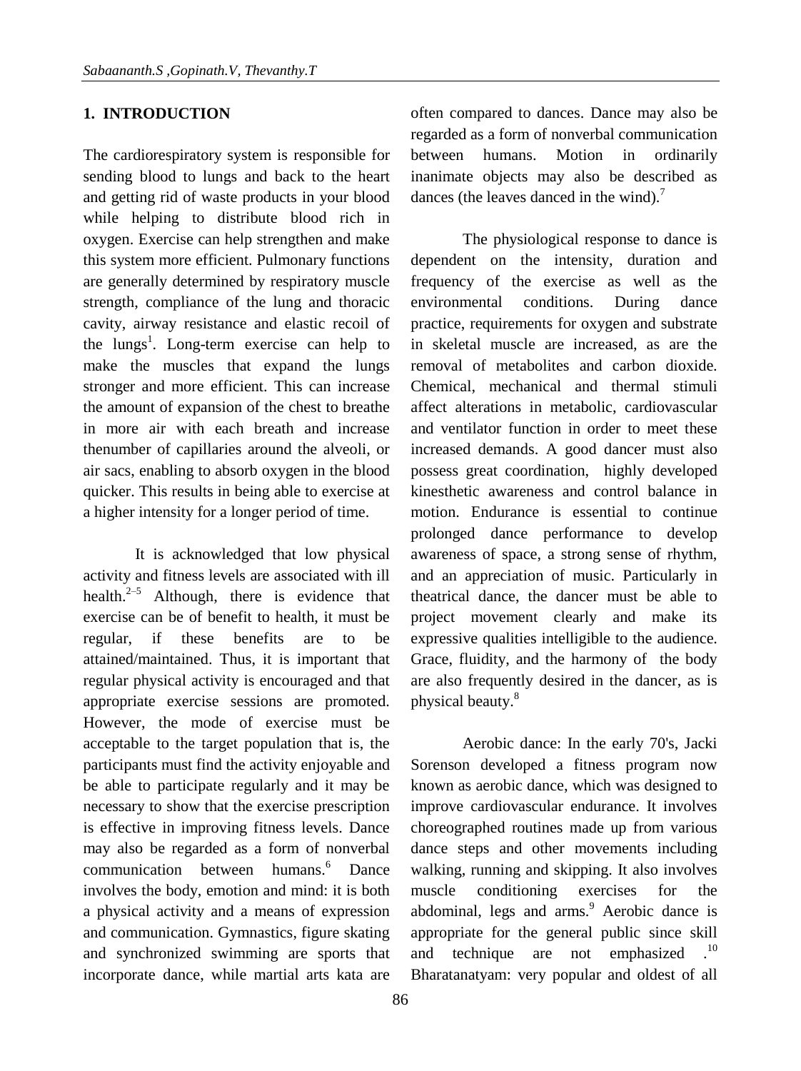## 1. INTRODUCTION

The cardiorespiratory system is responsible for sending blood to lungs and back to the heart and getting rid of waste products in your blood while helping to distribute blood rich in oxygen. Exercise can help strengthen and make this system more efficient. Pulmonary functions are generally determined by respiratory muscle strength, compliance of the lung and thoracic cavity, airway resistance and elastic recoil of the lungs[1]. Long-term exercise can help to make the muscles that expand the lungs stronger and more efficient. This can increase the amount of expansion of the chest to breathe in more air with each breath and increase thenumber of capillaries around the alveoli, or air sacs, enabling to absorb oxygen in the blood quicker. This results in being able to exercise at a higher intensity for a longer period of time.

It is acknowledged that low physical activity and fitness levels are associated with ill health.[2–5] Although, there is evidence that exercise can be of benefit to health, it must be regular, if these benefits are to be attained/maintained. Thus, it is important that regular physical activity is encouraged and that appropriate exercise sessions are promoted. However, the mode of exercise must be acceptable to the target population that is, the participants must find the activity enjoyable and be able to participate regularly and it may be necessary to show that the exercise prescription is effective in improving fitness levels. Dance may also be regarded as a form of nonverbal communication between humans.[6] Dance involves the body, emotion and mind: it is both a physical activity and a means of expression and communication. Gymnastics, figure skating and synchronized swimming are sports that incorporate dance, while martial arts kata are often compared to dances. Dance may also be regarded as a form of nonverbal communication between humans. Motion in ordinarily inanimate objects may also be described as dances (the leaves danced in the wind).[7]

The physiological response to dance is dependent on the intensity, duration and frequency of the exercise as well as the environmental conditions. During dance practice, requirements for oxygen and substrate in skeletal muscle are increased, as are the removal of metabolites and carbon dioxide. Chemical, mechanical and thermal stimuli affect alterations in metabolic, cardiovascular and ventilator function in order to meet these increased demands. A good dancer must also possess great coordination, highly developed kinesthetic awareness and control balance in motion. Endurance is essential to continue prolonged dance performance to develop awareness of space, a strong sense of rhythm, and an appreciation of music. Particularly in theatrical dance, the dancer must be able to project movement clearly and make its expressive qualities intelligible to the audience. Grace, fluidity, and the harmony of the body are also frequently desired in the dancer, as is physical beauty.[8]

Aerobic dance: In the early 70's, Jacki Sorenson developed a fitness program now known as aerobic dance, which was designed to improve cardiovascular endurance. It involves choreographed routines made up from various dance steps and other movements including walking, running and skipping. It also involves muscle conditioning exercises for the abdominal, legs and arms.[9] Aerobic dance is appropriate for the general public since skill and technique are not emphasized .[10] Bharatanatyam: very popular and oldest of all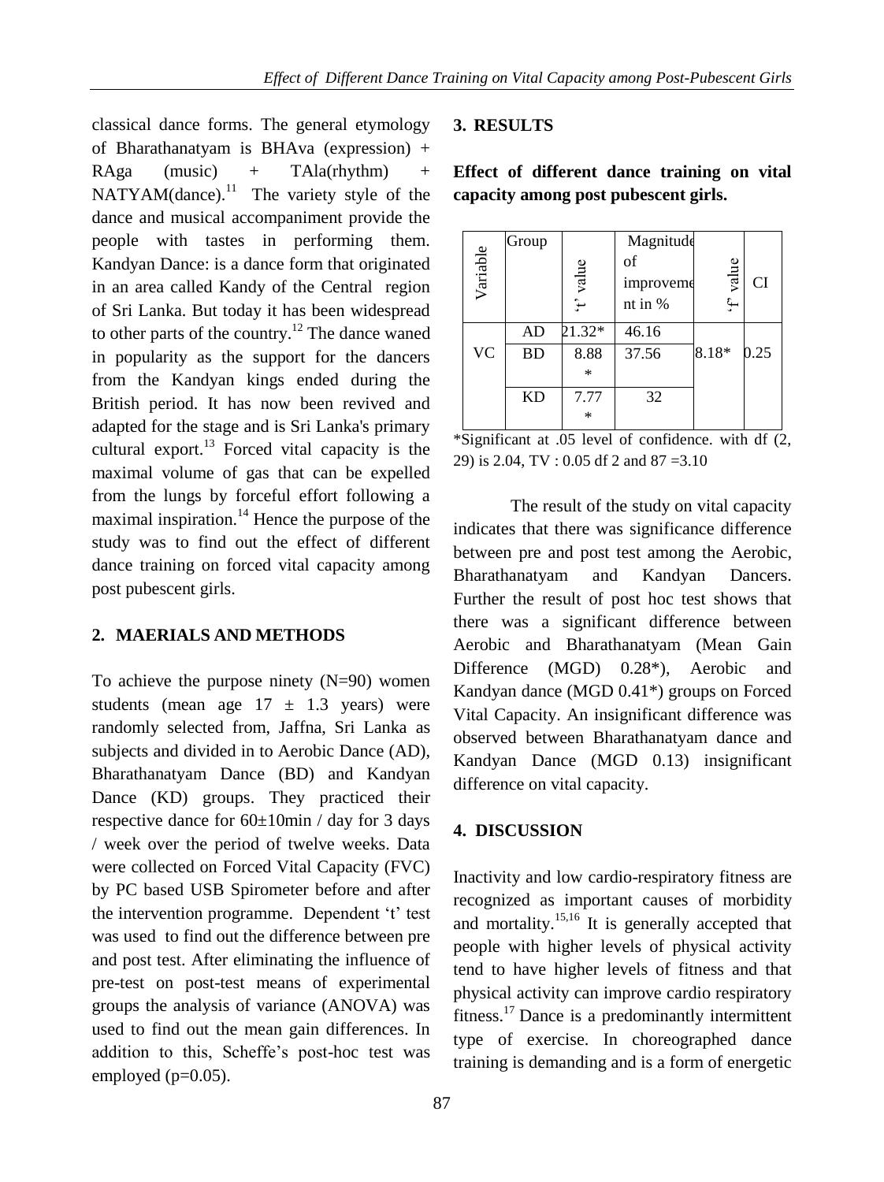classical dance forms. The general etymology of Bharathanatyam is BHAva (expression) + RAga (music) + TAla(rhythm) + NATYAM(dance).[11] The variety style of the dance and musical accompaniment provide the people with tastes in performing them. Kandyan Dance: is a dance form that originated in an area called Kandy of the Central region of Sri Lanka. But today it has been widespread to other parts of the country.[12] The dance waned in popularity as the support for the dancers from the Kandyan kings ended during the British period. It has now been revived and adapted for the stage and is Sri Lanka's primary cultural export.[13] Forced vital capacity is the maximal volume of gas that can be expelled from the lungs by forceful effort following a maximal inspiration.[14] Hence the purpose of the study was to find out the effect of different dance training on forced vital capacity among post pubescent girls.

## 2. MAERIALS AND METHODS

To achieve the purpose ninety (N=90) women students (mean age 17 ± 1.3 years) were randomly selected from, Jaffna, Sri Lanka as subjects and divided in to Aerobic Dance (AD), Bharathanatyam Dance (BD) and Kandyan Dance (KD) groups. They practiced their respective dance for 60±10min / day for 3 days / week over the period of twelve weeks. Data were collected on Forced Vital Capacity (FVC) by PC based USB Spirometer before and after the intervention programme. Dependent 't' test was used to find out the difference between pre and post test. After eliminating the influence of pre-test on post-test means of experimental groups the analysis of variance (ANOVA) was used to find out the mean gain differences. In addition to this, Scheffe's post-hoc test was employed (p=0.05).

## 3. RESULTS

**Effect of different dance training on vital capacity among post pubescent girls.**

| Variable | Group | 't' value | Magnitude of improvement in % | 'f' value | CI |
|---|---|---|---|---|---|
| VC | AD | 21.32* | 46.16 | 8.18* | 0.25 |
| | BD | 8.88* | 37.56 | | |
| | KD | 7.77* | 32 | | |

*Significant at .05 level of confidence. with df (2, 29) is 2.04, TV : 0.05 df 2 and 87 =3.10

The result of the study on vital capacity indicates that there was significance difference between pre and post test among the Aerobic, Bharathanatyam and Kandyan Dancers. Further the result of post hoc test shows that there was a significant difference between Aerobic and Bharathanatyam (Mean Gain Difference (MGD) 0.28*), Aerobic and Kandyan dance (MGD 0.41*) groups on Forced Vital Capacity. An insignificant difference was observed between Bharathanatyam dance and Kandyan Dance (MGD 0.13) insignificant difference on vital capacity.

## 4. DISCUSSION

Inactivity and low cardio-respiratory fitness are recognized as important causes of morbidity and mortality.[15,16] It is generally accepted that people with higher levels of physical activity tend to have higher levels of fitness and that physical activity can improve cardio respiratory fitness.[17] Dance is a predominantly intermittent type of exercise. In choreographed dance training is demanding and is a form of energetic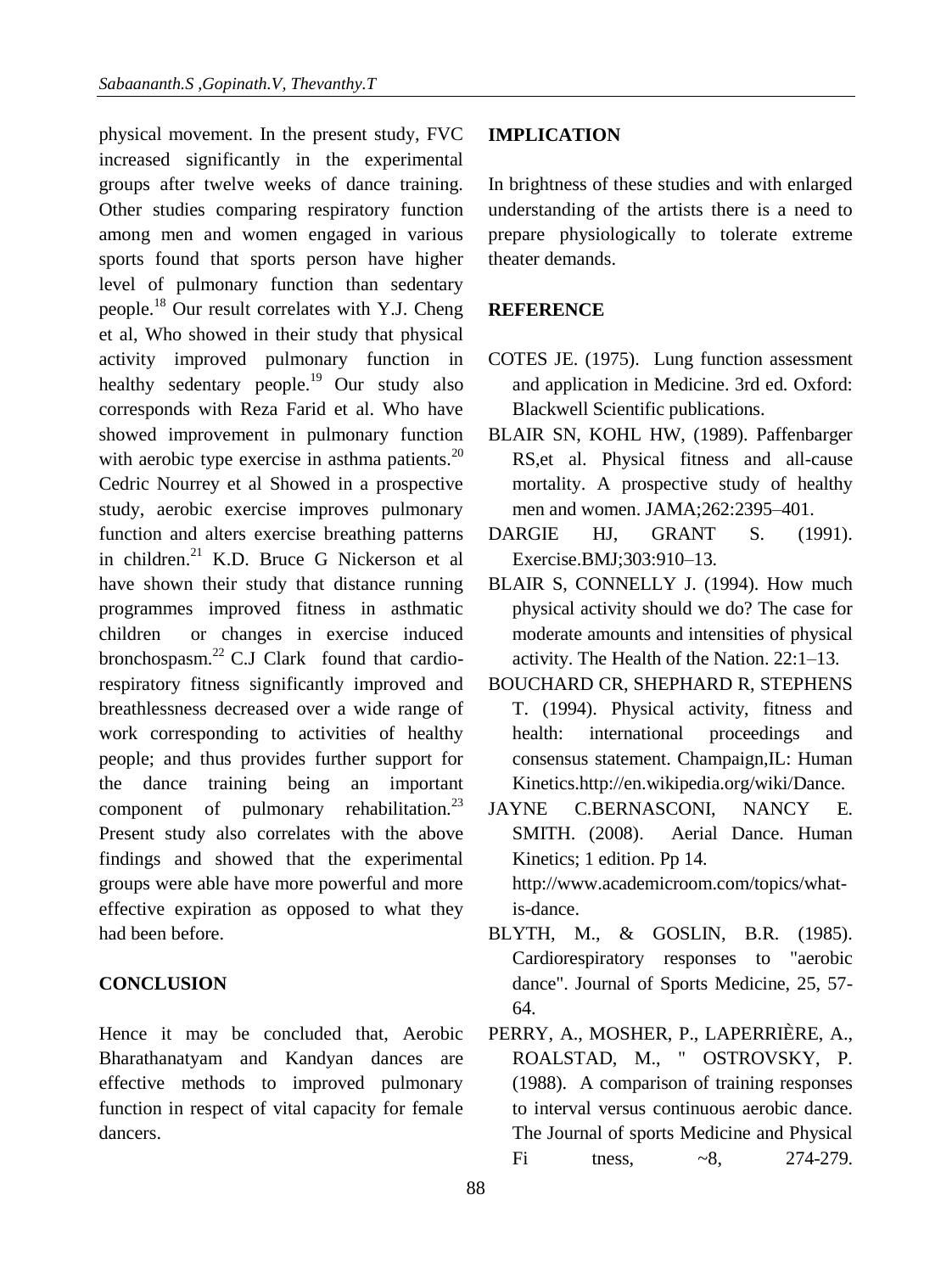physical movement. In the present study, FVC increased significantly in the experimental groups after twelve weeks of dance training. Other studies comparing respiratory function among men and women engaged in various sports found that sports person have higher level of pulmonary function than sedentary people.[18] Our result correlates with Y.J. Cheng et al, Who showed in their study that physical activity improved pulmonary function in healthy sedentary people.[19] Our study also corresponds with Reza Farid et al. Who have showed improvement in pulmonary function with aerobic type exercise in asthma patients.[20] Cedric Nourrey et al Showed in a prospective study, aerobic exercise improves pulmonary function and alters exercise breathing patterns in children.[21] K.D. Bruce G Nickerson et al have shown their study that distance running programmes improved fitness in asthmatic children or changes in exercise induced bronchospasm.[22] C.J Clark found that cardio-respiratory fitness significantly improved and breathlessness decreased over a wide range of work corresponding to activities of healthy people; and thus provides further support for the dance training being an important component of pulmonary rehabilitation.[23] Present study also correlates with the above findings and showed that the experimental groups were able have more powerful and more effective expiration as opposed to what they had been before.

## CONCLUSION

Hence it may be concluded that, Aerobic Bharathanatyam and Kandyan dances are effective methods to improved pulmonary function in respect of vital capacity for female dancers.

## IMPLICATION

In brightness of these studies and with enlarged understanding of the artists there is a need to prepare physiologically to tolerate extreme theater demands.

## REFERENCE

- COTES JE. (1975). Lung function assessment and application in Medicine. 3rd ed. Oxford: Blackwell Scientific publications.
- BLAIR SN, KOHL HW, (1989). Paffenbarger RS,et al. Physical fitness and all-cause mortality. A prospective study of healthy men and women. JAMA;262:2395–401.
- DARGIE HJ, GRANT S. (1991). Exercise.BMJ;303:910–13.
- BLAIR S, CONNELLY J. (1994). How much physical activity should we do? The case for moderate amounts and intensities of physical activity. The Health of the Nation. 22:1–13.
- BOUCHARD CR, SHEPHARD R, STEPHENS T. (1994). Physical activity, fitness and health: international proceedings and consensus statement. Champaign,IL: Human Kinetics.http://en.wikipedia.org/wiki/Dance.
- JAYNE C.BERNASCONI, NANCY E. SMITH. (2008). Aerial Dance. Human Kinetics; 1 edition. Pp 14. http://www.academicroom.com/topics/what-is-dance.
- BLYTH, M., & GOSLIN, B.R. (1985). Cardiorespiratory responses to "aerobic dance". Journal of Sports Medicine, 25, 57-64.
- PERRY, A., MOSHER, P., LAPERRIÈRE, A., ROALSTAD, M., " OSTROVSKY, P. (1988). A comparison of training responses to interval versus continuous aerobic dance. The Journal of sports Medicine and Physical Fi tness, ~8, 274-279.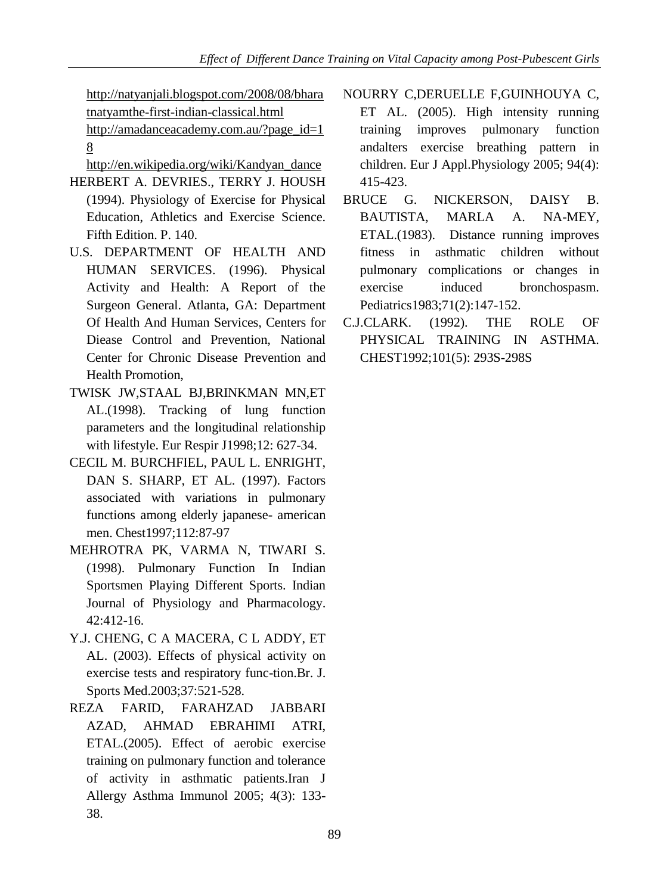http://natyanjali.blogspot.com/2008/08/bharatnatyamthe-first-indian-classical.html

http://amadanceacademy.com.au/?page_id=18

http://en.wikipedia.org/wiki/Kandyan_dance

HERBERT A. DEVRIES., TERRY J. HOUSH (1994). Physiology of Exercise for Physical Education, Athletics and Exercise Science. Fifth Edition. P. 140.

U.S. DEPARTMENT OF HEALTH AND HUMAN SERVICES. (1996). Physical Activity and Health: A Report of the Surgeon General. Atlanta, GA: Department Of Health And Human Services, Centers for Diease Control and Prevention, National Center for Chronic Disease Prevention and Health Promotion,

TWISK JW,STAAL BJ,BRINKMAN MN,ET AL.(1998). Tracking of lung function parameters and the longitudinal relationship with lifestyle. Eur Respir J1998;12: 627-34.

CECIL M. BURCHFIEL, PAUL L. ENRIGHT, DAN S. SHARP, ET AL. (1997). Factors associated with variations in pulmonary functions among elderly japanese- american men. Chest1997;112:87-97

MEHROTRA PK, VARMA N, TIWARI S. (1998). Pulmonary Function In Indian Sportsmen Playing Different Sports. Indian Journal of Physiology and Pharmacology. 42:412-16.

Y.J. CHENG, C A MACERA, C L ADDY, ET AL. (2003). Effects of physical activity on exercise tests and respiratory func-tion.Br. J. Sports Med.2003;37:521-528.

REZA FARID, FARAHZAD JABBARI AZAD, AHMAD EBRAHIMI ATRI, ETAL.(2005). Effect of aerobic exercise training on pulmonary function and tolerance of activity in asthmatic patients.Iran J Allergy Asthma Immunol 2005; 4(3): 133-38.

NOURRY C,DERUELLE F,GUINHOUYA C, ET AL. (2005). High intensity running training improves pulmonary function andalters exercise breathing pattern in children. Eur J Appl.Physiology 2005; 94(4): 415-423.

BRUCE G. NICKERSON, DAISY B. BAUTISTA, MARLA A. NA-MEY, ETAL.(1983). Distance running improves fitness in asthmatic children without pulmonary complications or changes in exercise induced bronchospasm. Pediatrics1983;71(2):147-152.

C.J.CLARK. (1992). THE ROLE OF PHYSICAL TRAINING IN ASTHMA. CHEST1992;101(5): 293S-298S